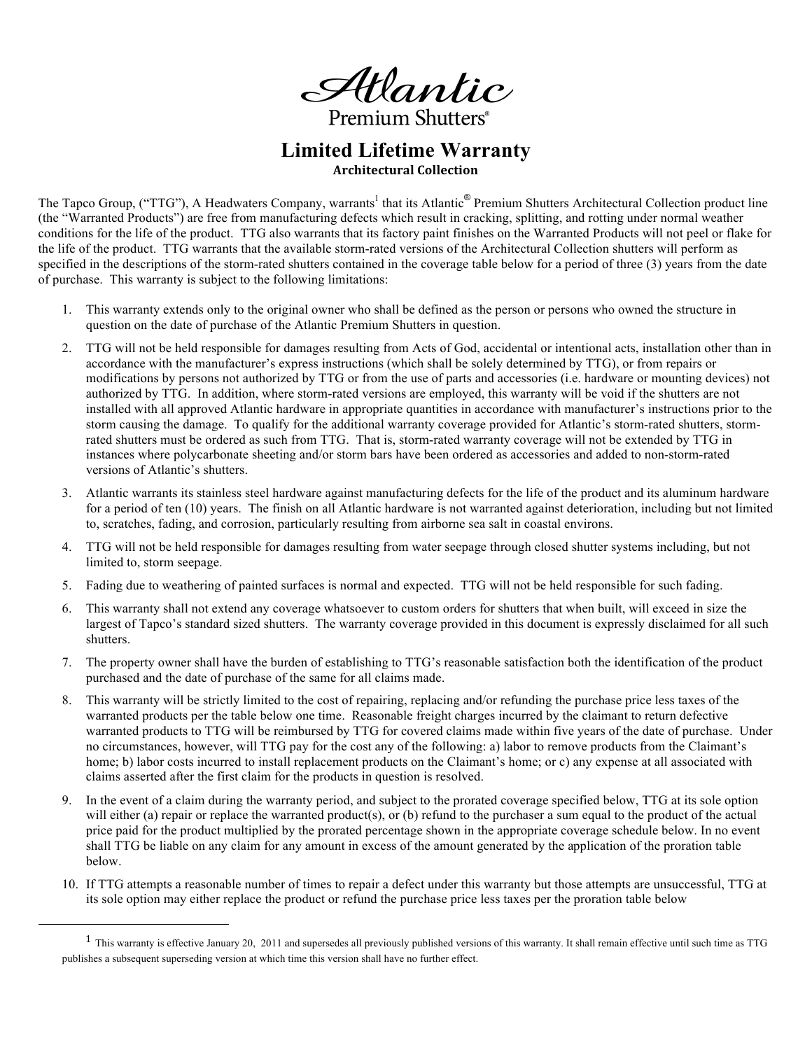# Atlantic Premium Shutters®

## Limited Lifetime Warranty

### Architectural Collection

The Tapco Group, ("TTG"), A Headwaters Company, warrants[1] that its Atlantic® Premium Shutters Architectural Collection product line (the "Warranted Products") are free from manufacturing defects which result in cracking, splitting, and rotting under normal weather conditions for the life of the product. TTG also warrants that its factory paint finishes on the Warranted Products will not peel or flake for the life of the product. TTG warrants that the available storm-rated versions of the Architectural Collection shutters will perform as specified in the descriptions of the storm-rated shutters contained in the coverage table below for a period of three (3) years from the date of purchase. This warranty is subject to the following limitations:

1. This warranty extends only to the original owner who shall be defined as the person or persons who owned the structure in question on the date of purchase of the Atlantic Premium Shutters in question.
2. TTG will not be held responsible for damages resulting from Acts of God, accidental or intentional acts, installation other than in accordance with the manufacturer's express instructions (which shall be solely determined by TTG), or from repairs or modifications by persons not authorized by TTG or from the use of parts and accessories (i.e. hardware or mounting devices) not authorized by TTG. In addition, where storm-rated versions are employed, this warranty will be void if the shutters are not installed with all approved Atlantic hardware in appropriate quantities in accordance with manufacturer's instructions prior to the storm causing the damage. To qualify for the additional warranty coverage provided for Atlantic's storm-rated shutters, storm-rated shutters must be ordered as such from TTG. That is, storm-rated warranty coverage will not be extended by TTG in instances where polycarbonate sheeting and/or storm bars have been ordered as accessories and added to non-storm-rated versions of Atlantic's shutters.
3. Atlantic warrants its stainless steel hardware against manufacturing defects for the life of the product and its aluminum hardware for a period of ten (10) years. The finish on all Atlantic hardware is not warranted against deterioration, including but not limited to, scratches, fading, and corrosion, particularly resulting from airborne sea salt in coastal environs.
4. TTG will not be held responsible for damages resulting from water seepage through closed shutter systems including, but not limited to, storm seepage.
5. Fading due to weathering of painted surfaces is normal and expected. TTG will not be held responsible for such fading.
6. This warranty shall not extend any coverage whatsoever to custom orders for shutters that when built, will exceed in size the largest of Tapco's standard sized shutters. The warranty coverage provided in this document is expressly disclaimed for all such shutters.
7. The property owner shall have the burden of establishing to TTG's reasonable satisfaction both the identification of the product purchased and the date of purchase of the same for all claims made.
8. This warranty will be strictly limited to the cost of repairing, replacing and/or refunding the purchase price less taxes of the warranted products per the table below one time. Reasonable freight charges incurred by the claimant to return defective warranted products to TTG will be reimbursed by TTG for covered claims made within five years of the date of purchase. Under no circumstances, however, will TTG pay for the cost any of the following: a) labor to remove products from the Claimant's home; b) labor costs incurred to install replacement products on the Claimant's home; or c) any expense at all associated with claims asserted after the first claim for the products in question is resolved.
9. In the event of a claim during the warranty period, and subject to the prorated coverage specified below, TTG at its sole option will either (a) repair or replace the warranted product(s), or (b) refund to the purchaser a sum equal to the product of the actual price paid for the product multiplied by the prorated percentage shown in the appropriate coverage schedule below. In no event shall TTG be liable on any claim for any amount in excess of the amount generated by the application of the proration table below.
10. If TTG attempts a reasonable number of times to repair a defect under this warranty but those attempts are unsuccessful, TTG at its sole option may either replace the product or refund the purchase price less taxes per the proration table below

[1] This warranty is effective January 20, 2011 and supersedes all previously published versions of this warranty. It shall remain effective until such time as TTG publishes a subsequent superseding version at which time this version shall have no further effect.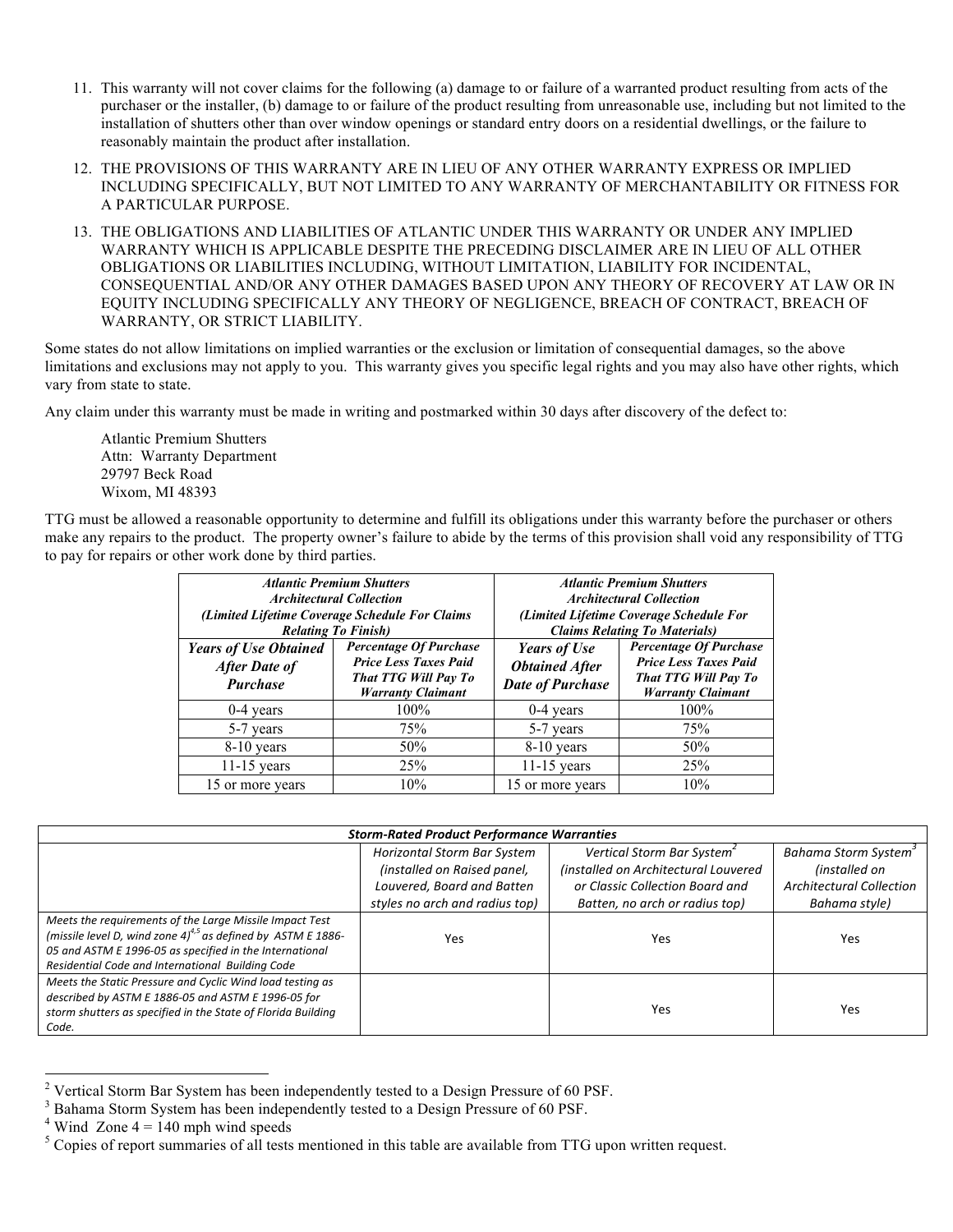11. This warranty will not cover claims for the following (a) damage to or failure of a warranted product resulting from acts of the purchaser or the installer, (b) damage to or failure of the product resulting from unreasonable use, including but not limited to the installation of shutters other than over window openings or standard entry doors on a residential dwellings, or the failure to reasonably maintain the product after installation.
12. THE PROVISIONS OF THIS WARRANTY ARE IN LIEU OF ANY OTHER WARRANTY EXPRESS OR IMPLIED INCLUDING SPECIFICALLY, BUT NOT LIMITED TO ANY WARRANTY OF MERCHANTABILITY OR FITNESS FOR A PARTICULAR PURPOSE.
13. THE OBLIGATIONS AND LIABILITIES OF ATLANTIC UNDER THIS WARRANTY OR UNDER ANY IMPLIED WARRANTY WHICH IS APPLICABLE DESPITE THE PRECEDING DISCLAIMER ARE IN LIEU OF ALL OTHER OBLIGATIONS OR LIABILITIES INCLUDING, WITHOUT LIMITATION, LIABILITY FOR INCIDENTAL, CONSEQUENTIAL AND/OR ANY OTHER DAMAGES BASED UPON ANY THEORY OF RECOVERY AT LAW OR IN EQUITY INCLUDING SPECIFICALLY ANY THEORY OF NEGLIGENCE, BREACH OF CONTRACT, BREACH OF WARRANTY, OR STRICT LIABILITY.

Some states do not allow limitations on implied warranties or the exclusion or limitation of consequential damages, so the above limitations and exclusions may not apply to you. This warranty gives you specific legal rights and you may also have other rights, which vary from state to state.

Any claim under this warranty must be made in writing and postmarked within 30 days after discovery of the defect to:

Atlantic Premium Shutters
Attn: Warranty Department
29797 Beck Road
Wixom, MI 48393

TTG must be allowed a reasonable opportunity to determine and fulfill its obligations under this warranty before the purchaser or others make any repairs to the product. The property owner's failure to abide by the terms of this provision shall void any responsibility of TTG to pay for repairs or other work done by third parties.

| *Atlantic Premium Shutters Architectural Collection (Limited Lifetime Coverage Schedule For Claims Relating To Finish)* | | *Atlantic Premium Shutters Architectural Collection (Limited Lifetime Coverage Schedule For Claims Relating To Materials)* | |
|---|---|---|---|
| ***Years of Use Obtained After Date of Purchase*** | ***Percentage Of Purchase Price Less Taxes Paid That TTG Will Pay To Warranty Claimant*** | ***Years of Use Obtained After Date of Purchase*** | ***Percentage Of Purchase Price Less Taxes Paid That TTG Will Pay To Warranty Claimant*** |
| 0-4 years | 100% | 0-4 years | 100% |
| 5-7 years | 75% | 5-7 years | 75% |
| 8-10 years | 50% | 8-10 years | 50% |
| 11-15 years | 25% | 11-15 years | 25% |
| 15 or more years | 10% | 15 or more years | 10% |

| ***Storm-Rated Product Performance Warranties*** | | | |
|---|---|---|---|
| | *Horizontal Storm Bar System (installed on Raised panel, Louvered, Board and Batten styles no arch and radius top)* | *Vertical Storm Bar System[2] (installed on Architectural Louvered or Classic Collection Board and Batten, no arch or radius top)* | *Bahama Storm System[3] (installed on Architectural Collection Bahama style)* |
| *Meets the requirements of the Large Missile Impact Test (missile level D, wind zone 4)[4,5] as defined by ASTM E 1886-05 and ASTM E 1996-05 as specified in the International Residential Code and International Building Code* | Yes | Yes | Yes |
| *Meets the Static Pressure and Cyclic Wind load testing as described by ASTM E 1886-05 and ASTM E 1996-05 for storm shutters as specified in the State of Florida Building Code.* | | Yes | Yes |

[2] Vertical Storm Bar System has been independently tested to a Design Pressure of 60 PSF.
[3] Bahama Storm System has been independently tested to a Design Pressure of 60 PSF.
[4] Wind Zone 4 = 140 mph wind speeds
[5] Copies of report summaries of all tests mentioned in this table are available from TTG upon written request.